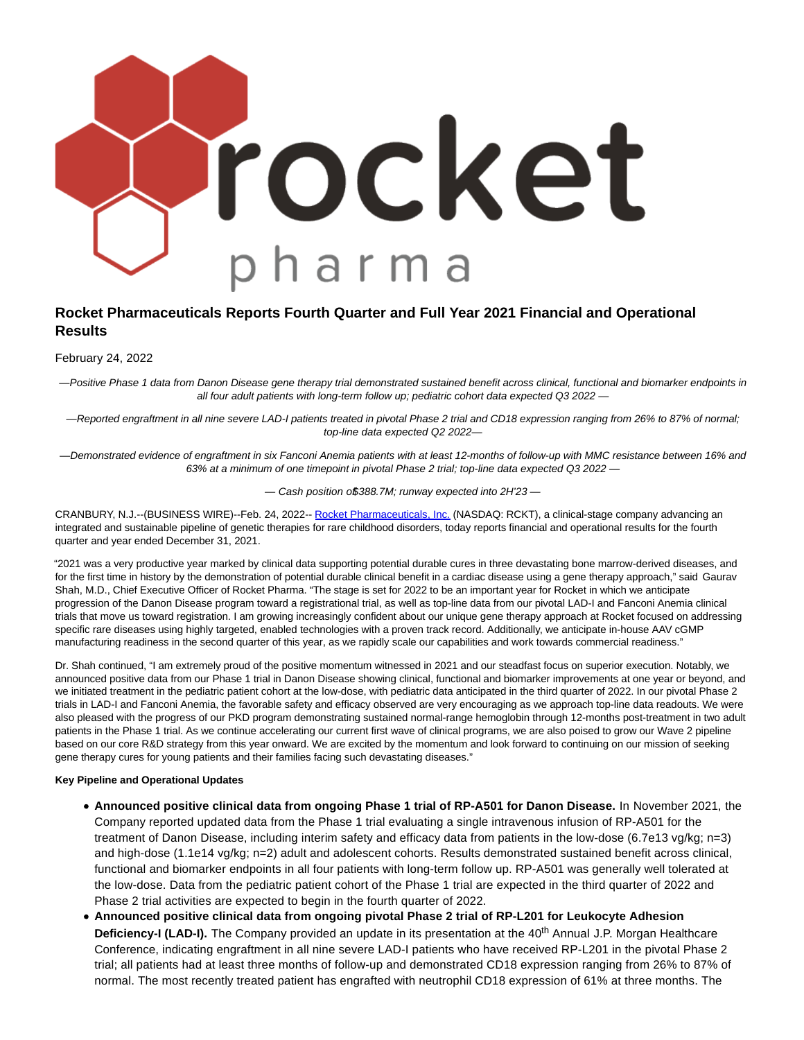# Rocket Pharmaceuticals Reports Fourth Quarter and Full Year 2021 Financial and Operational Results

February 24, 2022

*—Positive Phase 1 data from Danon Disease gene therapy trial demonstrated sustained benefit across clinical, functional and biomarker endpoints in all four adult patients with long-term follow up; pediatric cohort data expected Q3 2022 —*

*—Reported engraftment in all nine severe LAD-I patients treated in pivotal Phase 2 trial and CD18 expression ranging from 26% to 87% of normal; top-line data expected Q2 2022—*

*—Demonstrated evidence of engraftment in six Fanconi Anemia patients with at least 12-months of follow-up with MMC resistance between 16% and 63% at a minimum of one timepoint in pivotal Phase 2 trial; top-line data expected Q3 2022 —*

*— Cash position of $388.7M; runway expected into 2H'23 —*

CRANBURY, N.J.--(BUSINESS WIRE)--Feb. 24, 2022-- Rocket Pharmaceuticals, Inc. (NASDAQ: RCKT), a clinical-stage company advancing an integrated and sustainable pipeline of genetic therapies for rare childhood disorders, today reports financial and operational results for the fourth quarter and year ended December 31, 2021.

"2021 was a very productive year marked by clinical data supporting potential durable cures in three devastating bone marrow-derived diseases, and for the first time in history by the demonstration of potential durable clinical benefit in a cardiac disease using a gene therapy approach," said Gaurav Shah, M.D., Chief Executive Officer of Rocket Pharma. "The stage is set for 2022 to be an important year for Rocket in which we anticipate progression of the Danon Disease program toward a registrational trial, as well as top-line data from our pivotal LAD-I and Fanconi Anemia clinical trials that move us toward registration. I am growing increasingly confident about our unique gene therapy approach at Rocket focused on addressing specific rare diseases using highly targeted, enabled technologies with a proven track record. Additionally, we anticipate in-house AAV cGMP manufacturing readiness in the second quarter of this year, as we rapidly scale our capabilities and work towards commercial readiness."

Dr. Shah continued, "I am extremely proud of the positive momentum witnessed in 2021 and our steadfast focus on superior execution. Notably, we announced positive data from our Phase 1 trial in Danon Disease showing clinical, functional and biomarker improvements at one year or beyond, and we initiated treatment in the pediatric patient cohort at the low-dose, with pediatric data anticipated in the third quarter of 2022. In our pivotal Phase 2 trials in LAD-I and Fanconi Anemia, the favorable safety and efficacy observed are very encouraging as we approach top-line data readouts. We were also pleased with the progress of our PKD program demonstrating sustained normal-range hemoglobin through 12-months post-treatment in two adult patients in the Phase 1 trial. As we continue accelerating our current first wave of clinical programs, we are also poised to grow our Wave 2 pipeline based on our core R&D strategy from this year onward. We are excited by the momentum and look forward to continuing on our mission of seeking gene therapy cures for young patients and their families facing such devastating diseases."

**Key Pipeline and Operational Updates**

- **Announced positive clinical data from ongoing Phase 1 trial of RP-A501 for Danon Disease.** In November 2021, the Company reported updated data from the Phase 1 trial evaluating a single intravenous infusion of RP-A501 for the treatment of Danon Disease, including interim safety and efficacy data from patients in the low-dose (6.7e13 vg/kg; n=3) and high-dose (1.1e14 vg/kg; n=2) adult and adolescent cohorts. Results demonstrated sustained benefit across clinical, functional and biomarker endpoints in all four patients with long-term follow up. RP-A501 was generally well tolerated at the low-dose. Data from the pediatric patient cohort of the Phase 1 trial are expected in the third quarter of 2022 and Phase 2 trial activities are expected to begin in the fourth quarter of 2022.
- **Announced positive clinical data from ongoing pivotal Phase 2 trial of RP-L201 for Leukocyte Adhesion Deficiency-I (LAD-I).** The Company provided an update in its presentation at the 40th Annual J.P. Morgan Healthcare Conference, indicating engraftment in all nine severe LAD-I patients who have received RP-L201 in the pivotal Phase 2 trial; all patients had at least three months of follow-up and demonstrated CD18 expression ranging from 26% to 87% of normal. The most recently treated patient has engrafted with neutrophil CD18 expression of 61% at three months. The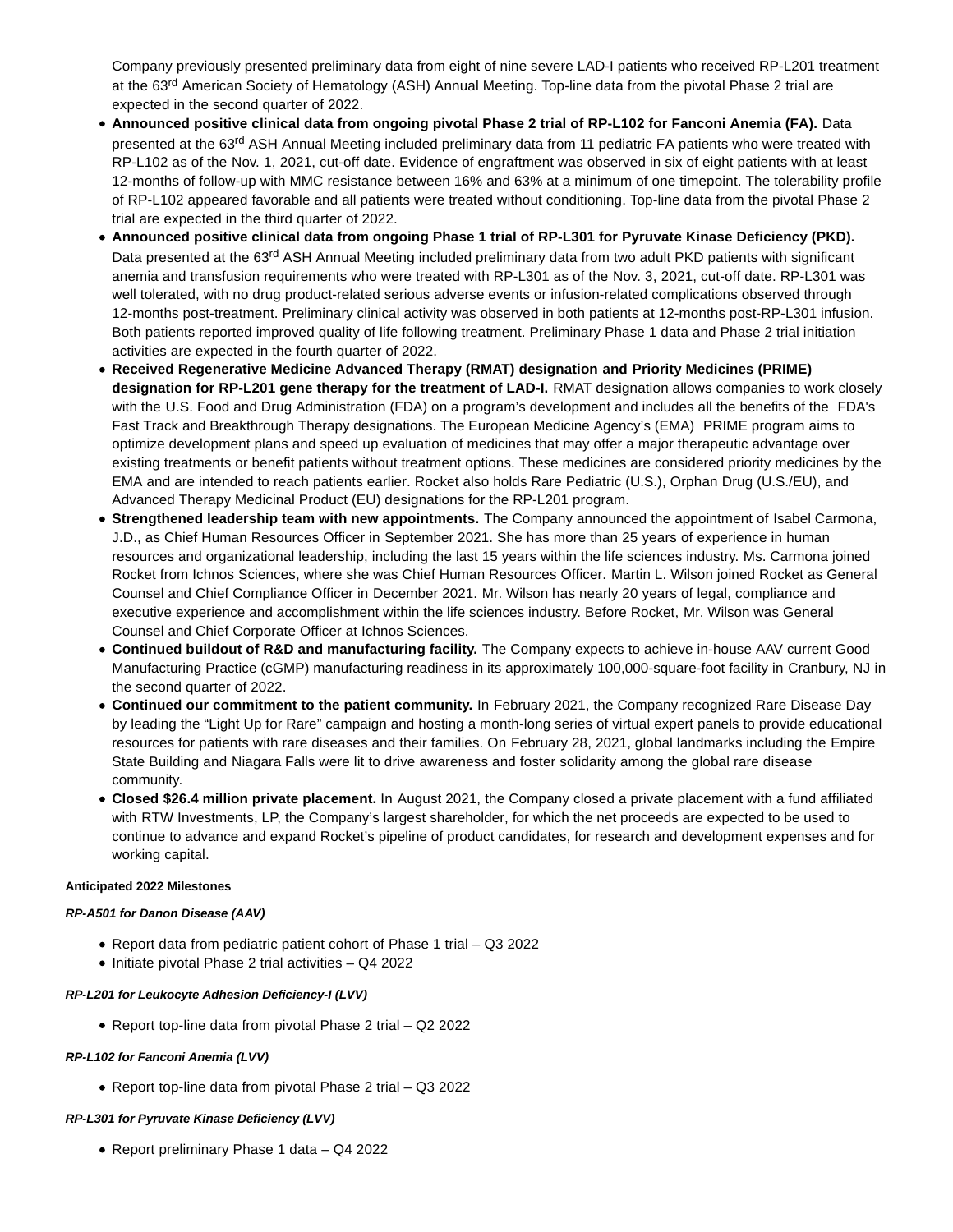Company previously presented preliminary data from eight of nine severe LAD-I patients who received RP-L201 treatment at the 63rd American Society of Hematology (ASH) Annual Meeting. Top-line data from the pivotal Phase 2 trial are expected in the second quarter of 2022.

- **Announced positive clinical data from ongoing pivotal Phase 2 trial of RP-L102 for Fanconi Anemia (FA).** Data presented at the 63rd ASH Annual Meeting included preliminary data from 11 pediatric FA patients who were treated with RP-L102 as of the Nov. 1, 2021, cut-off date. Evidence of engraftment was observed in six of eight patients with at least 12-months of follow-up with MMC resistance between 16% and 63% at a minimum of one timepoint. The tolerability profile of RP-L102 appeared favorable and all patients were treated without conditioning. Top-line data from the pivotal Phase 2 trial are expected in the third quarter of 2022.
- **Announced positive clinical data from ongoing Phase 1 trial of RP-L301 for Pyruvate Kinase Deficiency (PKD).** Data presented at the 63rd ASH Annual Meeting included preliminary data from two adult PKD patients with significant anemia and transfusion requirements who were treated with RP-L301 as of the Nov. 3, 2021, cut-off date. RP-L301 was well tolerated, with no drug product-related serious adverse events or infusion-related complications observed through 12-months post-treatment. Preliminary clinical activity was observed in both patients at 12-months post-RP-L301 infusion. Both patients reported improved quality of life following treatment. Preliminary Phase 1 data and Phase 2 trial initiation activities are expected in the fourth quarter of 2022.
- **Received Regenerative Medicine Advanced Therapy (RMAT) designation and Priority Medicines (PRIME) designation for RP-L201 gene therapy for the treatment of LAD-I.** RMAT designation allows companies to work closely with the U.S. Food and Drug Administration (FDA) on a program's development and includes all the benefits of the FDA's Fast Track and Breakthrough Therapy designations. The European Medicine Agency's (EMA) PRIME program aims to optimize development plans and speed up evaluation of medicines that may offer a major therapeutic advantage over existing treatments or benefit patients without treatment options. These medicines are considered priority medicines by the EMA and are intended to reach patients earlier. Rocket also holds Rare Pediatric (U.S.), Orphan Drug (U.S./EU), and Advanced Therapy Medicinal Product (EU) designations for the RP-L201 program.
- **Strengthened leadership team with new appointments.** The Company announced the appointment of Isabel Carmona, J.D., as Chief Human Resources Officer in September 2021. She has more than 25 years of experience in human resources and organizational leadership, including the last 15 years within the life sciences industry. Ms. Carmona joined Rocket from Ichnos Sciences, where she was Chief Human Resources Officer. Martin L. Wilson joined Rocket as General Counsel and Chief Compliance Officer in December 2021. Mr. Wilson has nearly 20 years of legal, compliance and executive experience and accomplishment within the life sciences industry. Before Rocket, Mr. Wilson was General Counsel and Chief Corporate Officer at Ichnos Sciences.
- **Continued buildout of R&D and manufacturing facility.** The Company expects to achieve in-house AAV current Good Manufacturing Practice (cGMP) manufacturing readiness in its approximately 100,000-square-foot facility in Cranbury, NJ in the second quarter of 2022.
- **Continued our commitment to the patient community.** In February 2021, the Company recognized Rare Disease Day by leading the "Light Up for Rare" campaign and hosting a month-long series of virtual expert panels to provide educational resources for patients with rare diseases and their families. On February 28, 2021, global landmarks including the Empire State Building and Niagara Falls were lit to drive awareness and foster solidarity among the global rare disease community.
- **Closed $26.4 million private placement.** In August 2021, the Company closed a private placement with a fund affiliated with RTW Investments, LP, the Company's largest shareholder, for which the net proceeds are expected to be used to continue to advance and expand Rocket's pipeline of product candidates, for research and development expenses and for working capital.

**Anticipated 2022 Milestones**

***RP-A501 for Danon Disease (AAV)***

- Report data from pediatric patient cohort of Phase 1 trial – Q3 2022
- Initiate pivotal Phase 2 trial activities – Q4 2022

***RP-L201 for Leukocyte Adhesion Deficiency-I (LVV)***

- Report top-line data from pivotal Phase 2 trial – Q2 2022

***RP-L102 for Fanconi Anemia (LVV)***

- Report top-line data from pivotal Phase 2 trial – Q3 2022

***RP-L301 for Pyruvate Kinase Deficiency (LVV)***

- Report preliminary Phase 1 data – Q4 2022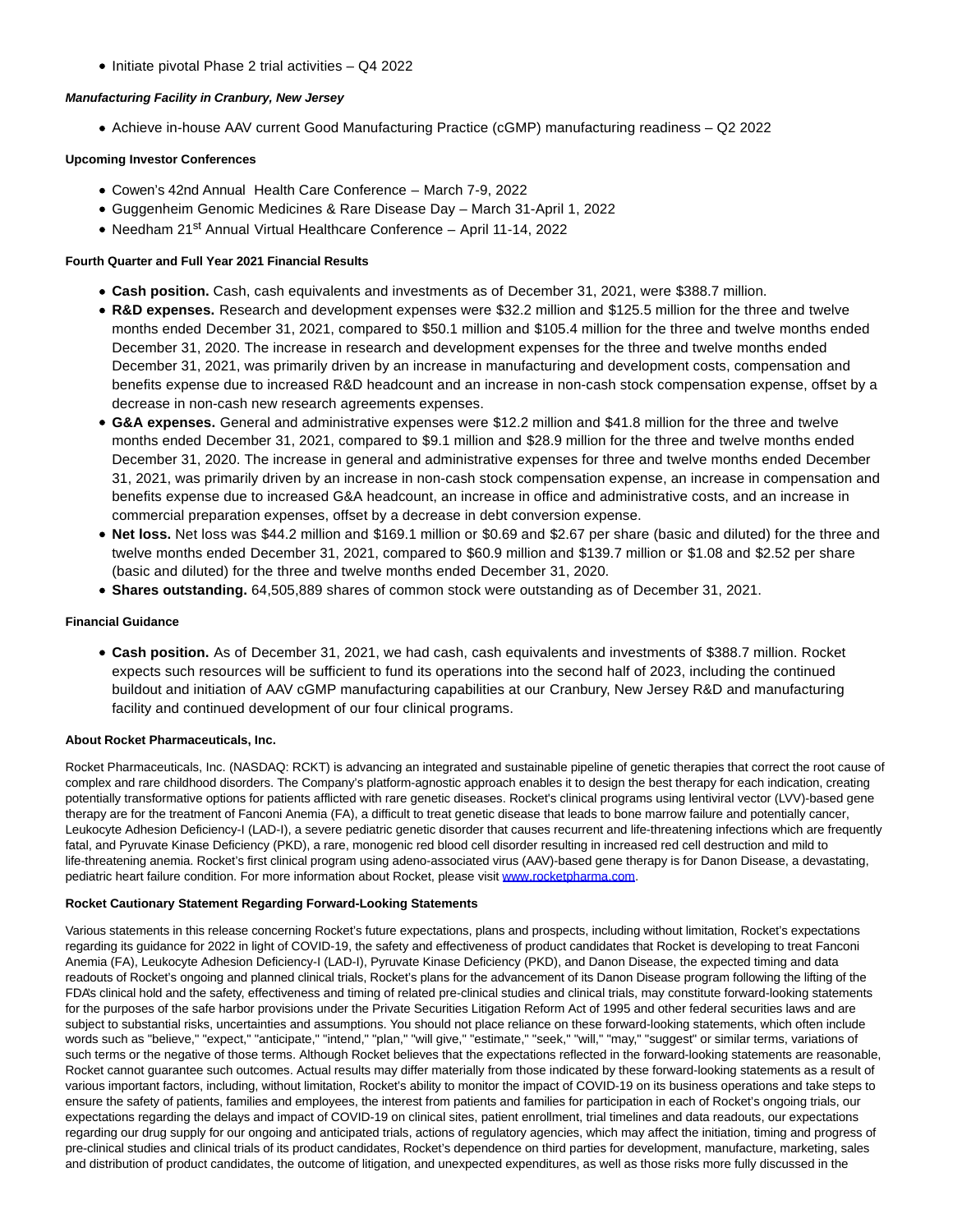- Initiate pivotal Phase 2 trial activities – Q4 2022

***Manufacturing Facility in Cranbury, New Jersey***

- Achieve in-house AAV current Good Manufacturing Practice (cGMP) manufacturing readiness – Q2 2022

**Upcoming Investor Conferences**

- Cowen's 42nd Annual Health Care Conference – March 7-9, 2022
- Guggenheim Genomic Medicines & Rare Disease Day – March 31-April 1, 2022
- Needham 21st Annual Virtual Healthcare Conference – April 11-14, 2022

**Fourth Quarter and Full Year 2021 Financial Results**

- **Cash position.** Cash, cash equivalents and investments as of December 31, 2021, were $388.7 million.
- **R&D expenses.** Research and development expenses were $32.2 million and $125.5 million for the three and twelve months ended December 31, 2021, compared to $50.1 million and $105.4 million for the three and twelve months ended December 31, 2020. The increase in research and development expenses for the three and twelve months ended December 31, 2021, was primarily driven by an increase in manufacturing and development costs, compensation and benefits expense due to increased R&D headcount and an increase in non-cash stock compensation expense, offset by a decrease in non-cash new research agreements expenses.
- **G&A expenses.** General and administrative expenses were $12.2 million and $41.8 million for the three and twelve months ended December 31, 2021, compared to $9.1 million and $28.9 million for the three and twelve months ended December 31, 2020. The increase in general and administrative expenses for three and twelve months ended December 31, 2021, was primarily driven by an increase in non-cash stock compensation expense, an increase in compensation and benefits expense due to increased G&A headcount, an increase in office and administrative costs, and an increase in commercial preparation expenses, offset by a decrease in debt conversion expense.
- **Net loss.** Net loss was $44.2 million and $169.1 million or $0.69 and $2.67 per share (basic and diluted) for the three and twelve months ended December 31, 2021, compared to $60.9 million and $139.7 million or $1.08 and $2.52 per share (basic and diluted) for the three and twelve months ended December 31, 2020.
- **Shares outstanding.** 64,505,889 shares of common stock were outstanding as of December 31, 2021.

**Financial Guidance**

- **Cash position.** As of December 31, 2021, we had cash, cash equivalents and investments of $388.7 million. Rocket expects such resources will be sufficient to fund its operations into the second half of 2023, including the continued buildout and initiation of AAV cGMP manufacturing capabilities at our Cranbury, New Jersey R&D and manufacturing facility and continued development of our four clinical programs.

**About Rocket Pharmaceuticals, Inc.**

Rocket Pharmaceuticals, Inc. (NASDAQ: RCKT) is advancing an integrated and sustainable pipeline of genetic therapies that correct the root cause of complex and rare childhood disorders. The Company's platform-agnostic approach enables it to design the best therapy for each indication, creating potentially transformative options for patients afflicted with rare genetic diseases. Rocket's clinical programs using lentiviral vector (LVV)-based gene therapy are for the treatment of Fanconi Anemia (FA), a difficult to treat genetic disease that leads to bone marrow failure and potentially cancer, Leukocyte Adhesion Deficiency-I (LAD-I), a severe pediatric genetic disorder that causes recurrent and life-threatening infections which are frequently fatal, and Pyruvate Kinase Deficiency (PKD), a rare, monogenic red blood cell disorder resulting in increased red cell destruction and mild to life-threatening anemia. Rocket's first clinical program using adeno-associated virus (AAV)-based gene therapy is for Danon Disease, a devastating, pediatric heart failure condition. For more information about Rocket, please visit www.rocketpharma.com.

**Rocket Cautionary Statement Regarding Forward-Looking Statements**

Various statements in this release concerning Rocket's future expectations, plans and prospects, including without limitation, Rocket's expectations regarding its guidance for 2022 in light of COVID-19, the safety and effectiveness of product candidates that Rocket is developing to treat Fanconi Anemia (FA), Leukocyte Adhesion Deficiency-I (LAD-I), Pyruvate Kinase Deficiency (PKD), and Danon Disease, the expected timing and data readouts of Rocket's ongoing and planned clinical trials, Rocket's plans for the advancement of its Danon Disease program following the lifting of the FDA's clinical hold and the safety, effectiveness and timing of related pre-clinical studies and clinical trials, may constitute forward-looking statements for the purposes of the safe harbor provisions under the Private Securities Litigation Reform Act of 1995 and other federal securities laws and are subject to substantial risks, uncertainties and assumptions. You should not place reliance on these forward-looking statements, which often include words such as "believe," "expect," "anticipate," "intend," "plan," "will give," "estimate," "seek," "will," "may," "suggest" or similar terms, variations of such terms or the negative of those terms. Although Rocket believes that the expectations reflected in the forward-looking statements are reasonable, Rocket cannot guarantee such outcomes. Actual results may differ materially from those indicated by these forward-looking statements as a result of various important factors, including, without limitation, Rocket's ability to monitor the impact of COVID-19 on its business operations and take steps to ensure the safety of patients, families and employees, the interest from patients and families for participation in each of Rocket's ongoing trials, our expectations regarding the delays and impact of COVID-19 on clinical sites, patient enrollment, trial timelines and data readouts, our expectations regarding our drug supply for our ongoing and anticipated trials, actions of regulatory agencies, which may affect the initiation, timing and progress of pre-clinical studies and clinical trials of its product candidates, Rocket's dependence on third parties for development, manufacture, marketing, sales and distribution of product candidates, the outcome of litigation, and unexpected expenditures, as well as those risks more fully discussed in the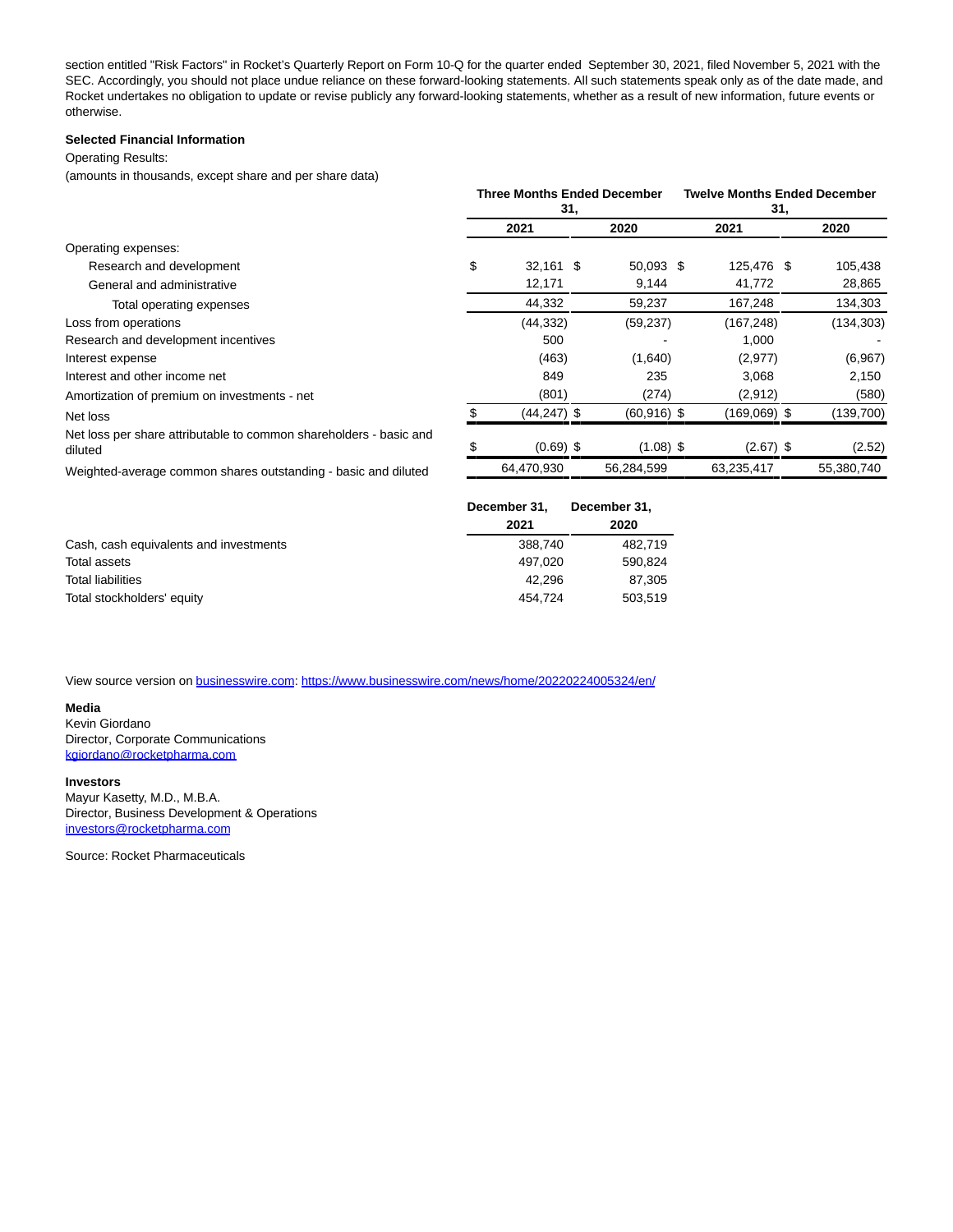section entitled "Risk Factors" in Rocket's Quarterly Report on Form 10-Q for the quarter ended September 30, 2021, filed November 5, 2021 with the SEC. Accordingly, you should not place undue reliance on these forward-looking statements. All such statements speak only as of the date made, and Rocket undertakes no obligation to update or revise publicly any forward-looking statements, whether as a result of new information, future events or otherwise.

**Selected Financial Information**

Operating Results:

(amounts in thousands, except share and per share data)

| | Three Months Ended December 31, | | Twelve Months Ended December 31, | |
|---|---|---|---|---|
| | 2021 | 2020 | 2021 | 2020 |
| Operating expenses: | | | | |
| Research and development | $ 32,161 | $ 50,093 | $ 125,476 | $ 105,438 |
| General and administrative | 12,171 | 9,144 | 41,772 | 28,865 |
| Total operating expenses | 44,332 | 59,237 | 167,248 | 134,303 |
| Loss from operations | (44,332) | (59,237) | (167,248) | (134,303) |
| Research and development incentives | 500 | - | 1,000 | - |
| Interest expense | (463) | (1,640) | (2,977) | (6,967) |
| Interest and other income net | 849 | 235 | 3,068 | 2,150 |
| Amortization of premium on investments - net | (801) | (274) | (2,912) | (580) |
| Net loss | $ (44,247) | $ (60,916) | $ (169,069) | $ (139,700) |
| Net loss per share attributable to common shareholders - basic and diluted | $ (0.69) | $ (1.08) | $ (2.67) | $ (2.52) |
| Weighted-average common shares outstanding - basic and diluted | 64,470,930 | 56,284,599 | 63,235,417 | 55,380,740 |

| | December 31, 2021 | December 31, 2020 |
|---|---|---|
| Cash, cash equivalents and investments | 388,740 | 482,719 |
| Total assets | 497,020 | 590,824 |
| Total liabilities | 42,296 | 87,305 |
| Total stockholders' equity | 454,724 | 503,519 |

View source version on businesswire.com: https://www.businesswire.com/news/home/20220224005324/en/

**Media**
Kevin Giordano
Director, Corporate Communications
kgiordano@rocketpharma.com

**Investors**
Mayur Kasetty, M.D., M.B.A.
Director, Business Development & Operations
investors@rocketpharma.com

Source: Rocket Pharmaceuticals